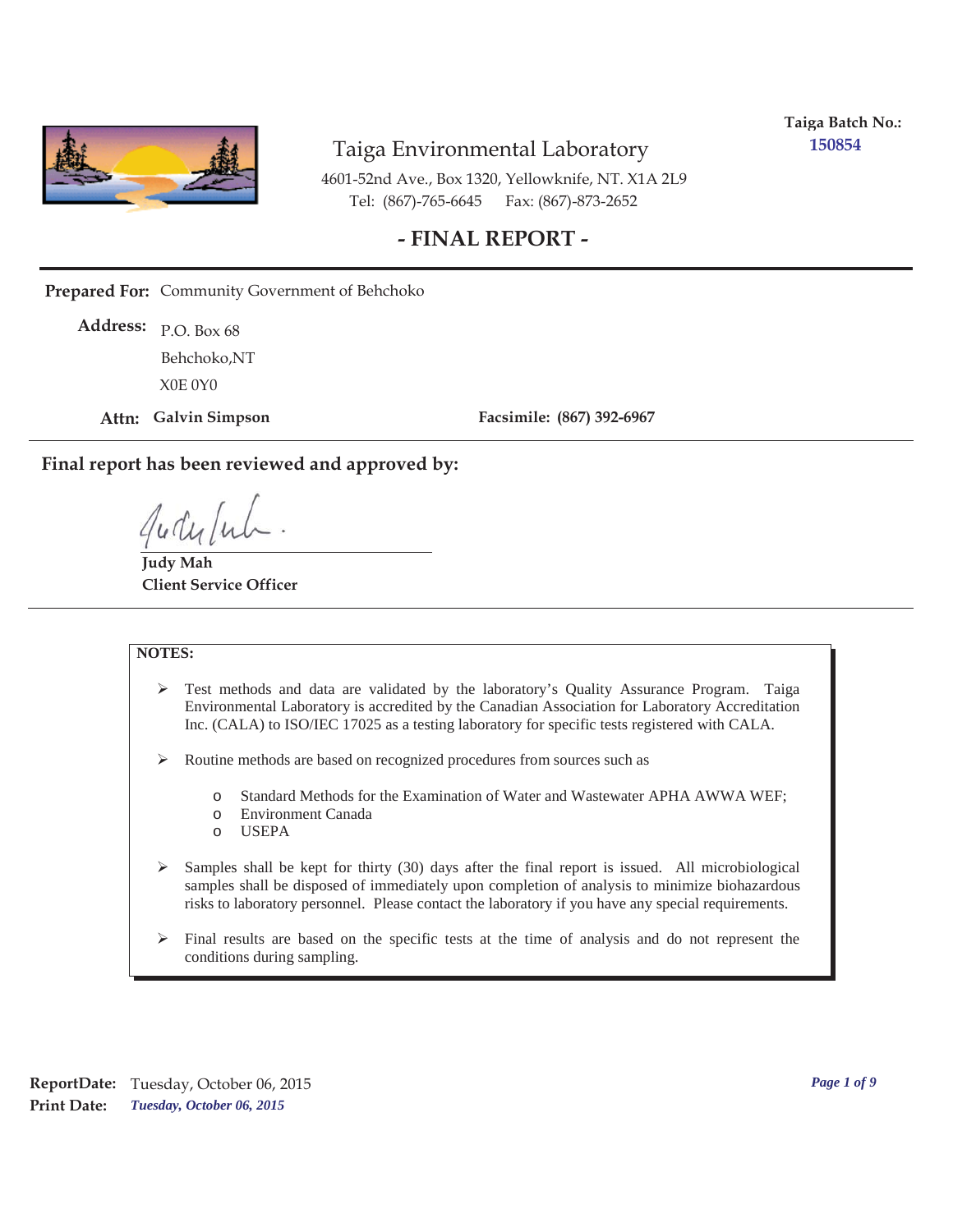**Taiga Batch No.:** 150854

# Taiga Environmental Laboratory

4601-52nd Ave., Box 1320, Yellowknife, NT. X1A 2L9
Tel: (867)-765-6645 Fax: (867)-873-2652

## - FINAL REPORT -

**Prepared For:** Community Government of Behchoko

**Address:** P.O. Box 68
Behchoko,NT
X0E 0Y0

**Attn: Galvin Simpson** **Facsimile: (867) 392-6967**

**Final report has been reviewed and approved by:**

**Judy Mah**
**Client Service Officer**

**NOTES:**

- Test methods and data are validated by the laboratory's Quality Assurance Program. Taiga Environmental Laboratory is accredited by the Canadian Association for Laboratory Accreditation Inc. (CALA) to ISO/IEC 17025 as a testing laboratory for specific tests registered with CALA.
- Routine methods are based on recognized procedures from sources such as
  - Standard Methods for the Examination of Water and Wastewater APHA AWWA WEF;
  - Environment Canada
  - USEPA
- Samples shall be kept for thirty (30) days after the final report is issued. All microbiological samples shall be disposed of immediately upon completion of analysis to minimize biohazardous risks to laboratory personnel. Please contact the laboratory if you have any special requirements.
- Final results are based on the specific tests at the time of analysis and do not represent the conditions during sampling.

**ReportDate:** Tuesday, October 06, 2015
**Print Date:** *Tuesday, October 06, 2015*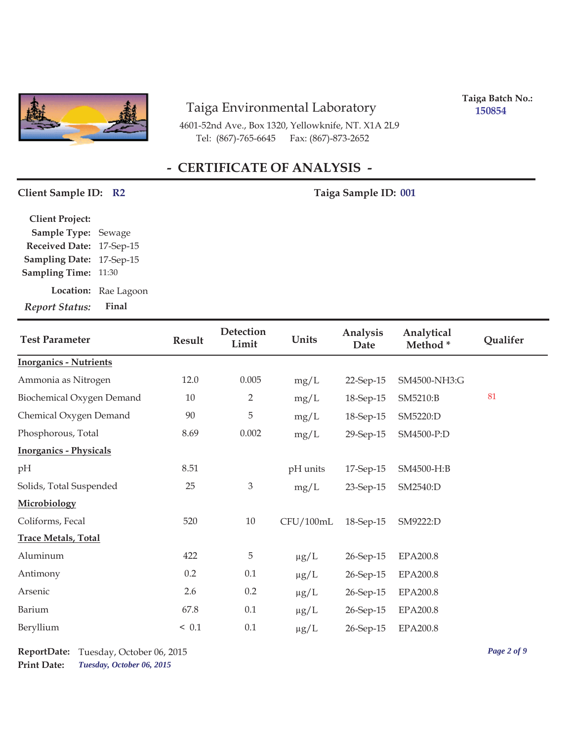# Taiga Environmental Laboratory

4601-52nd Ave., Box 1320, Yellowknife, NT. X1A 2L9
Tel: (867)-765-6645 Fax: (867)-873-2652

**Taiga Batch No.:** 150854

## - CERTIFICATE OF ANALYSIS -

**Client Sample ID:** R2

**Taiga Sample ID:** 001

**Client Project:**
**Sample Type:** Sewage
**Received Date:** 17-Sep-15
**Sampling Date:** 17-Sep-15
**Sampling Time:** 11:30
**Location:** Rae Lagoon
***Report Status:*** **Final**

| Test Parameter | Result | Detection Limit | Units | Analysis Date | Analytical Method * | Qualifer |
|---|---|---|---|---|---|---|
| **Inorganics - Nutrients** | | | | | | |
| Ammonia as Nitrogen | 12.0 | 0.005 | mg/L | 22-Sep-15 | SM4500-NH3:G | |
| Biochemical Oxygen Demand | 10 | 2 | mg/L | 18-Sep-15 | SM5210:B | 81 |
| Chemical Oxygen Demand | 90 | 5 | mg/L | 18-Sep-15 | SM5220:D | |
| Phosphorous, Total | 8.69 | 0.002 | mg/L | 29-Sep-15 | SM4500-P:D | |
| **Inorganics - Physicals** | | | | | | |
| pH | 8.51 | | pH units | 17-Sep-15 | SM4500-H:B | |
| Solids, Total Suspended | 25 | 3 | mg/L | 23-Sep-15 | SM2540:D | |
| **Microbiology** | | | | | | |
| Coliforms, Fecal | 520 | 10 | CFU/100mL | 18-Sep-15 | SM9222:D | |
| **Trace Metals, Total** | | | | | | |
| Aluminum | 422 | 5 | µg/L | 26-Sep-15 | EPA200.8 | |
| Antimony | 0.2 | 0.1 | µg/L | 26-Sep-15 | EPA200.8 | |
| Arsenic | 2.6 | 0.2 | µg/L | 26-Sep-15 | EPA200.8 | |
| Barium | 67.8 | 0.1 | µg/L | 26-Sep-15 | EPA200.8 | |
| Beryllium | < 0.1 | 0.1 | µg/L | 26-Sep-15 | EPA200.8 | |

**ReportDate:** Tuesday, October 06, 2015
**Print Date:** *Tuesday, October 06, 2015*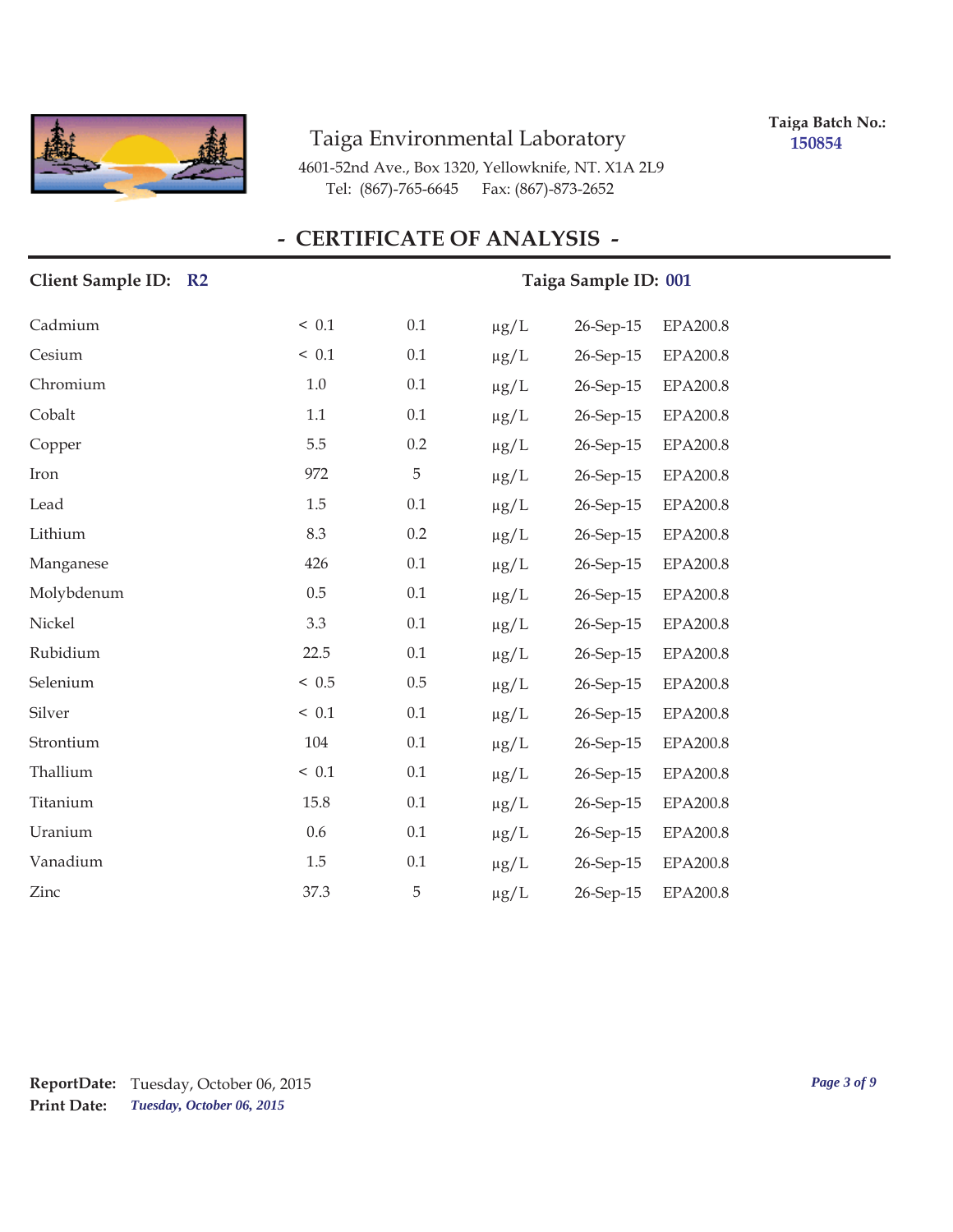Taiga Environmental Laboratory

4601-52nd Ave., Box 1320, Yellowknife, NT. X1A 2L9
Tel: (867)-765-6645 Fax: (867)-873-2652

**Taiga Batch No.:** **150854**

# - CERTIFICATE OF ANALYSIS -

**Client Sample ID:** **R2** **Taiga Sample ID:** **001**

| | | | | | |
|---|---|---|---|---|---|
| Cadmium | < 0.1 | 0.1 | µg/L | 26-Sep-15 | EPA200.8 |
| Cesium | < 0.1 | 0.1 | µg/L | 26-Sep-15 | EPA200.8 |
| Chromium | 1.0 | 0.1 | µg/L | 26-Sep-15 | EPA200.8 |
| Cobalt | 1.1 | 0.1 | µg/L | 26-Sep-15 | EPA200.8 |
| Copper | 5.5 | 0.2 | µg/L | 26-Sep-15 | EPA200.8 |
| Iron | 972 | 5 | µg/L | 26-Sep-15 | EPA200.8 |
| Lead | 1.5 | 0.1 | µg/L | 26-Sep-15 | EPA200.8 |
| Lithium | 8.3 | 0.2 | µg/L | 26-Sep-15 | EPA200.8 |
| Manganese | 426 | 0.1 | µg/L | 26-Sep-15 | EPA200.8 |
| Molybdenum | 0.5 | 0.1 | µg/L | 26-Sep-15 | EPA200.8 |
| Nickel | 3.3 | 0.1 | µg/L | 26-Sep-15 | EPA200.8 |
| Rubidium | 22.5 | 0.1 | µg/L | 26-Sep-15 | EPA200.8 |
| Selenium | < 0.5 | 0.5 | µg/L | 26-Sep-15 | EPA200.8 |
| Silver | < 0.1 | 0.1 | µg/L | 26-Sep-15 | EPA200.8 |
| Strontium | 104 | 0.1 | µg/L | 26-Sep-15 | EPA200.8 |
| Thallium | < 0.1 | 0.1 | µg/L | 26-Sep-15 | EPA200.8 |
| Titanium | 15.8 | 0.1 | µg/L | 26-Sep-15 | EPA200.8 |
| Uranium | 0.6 | 0.1 | µg/L | 26-Sep-15 | EPA200.8 |
| Vanadium | 1.5 | 0.1 | µg/L | 26-Sep-15 | EPA200.8 |
| Zinc | 37.3 | 5 | µg/L | 26-Sep-15 | EPA200.8 |

**ReportDate:** Tuesday, October 06, 2015
**Print Date:** ***Tuesday, October 06, 2015***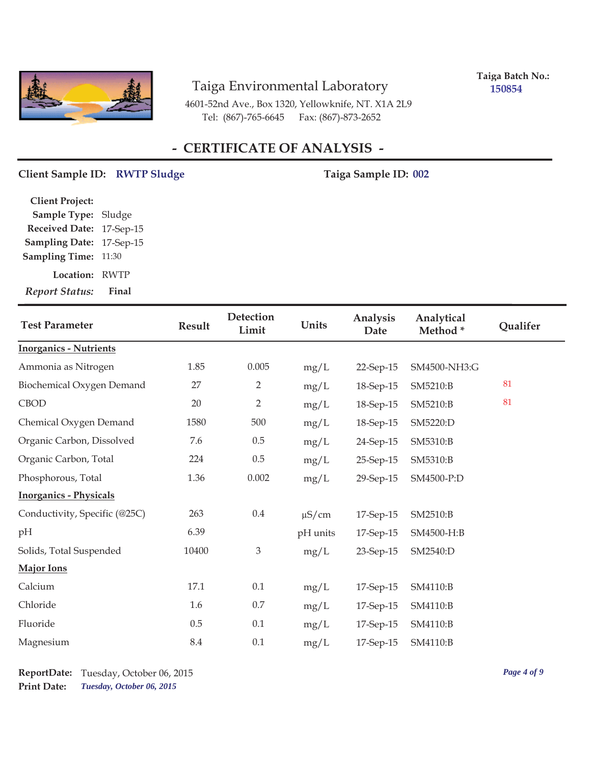Taiga Environmental Laboratory

4601-52nd Ave., Box 1320, Yellowknife, NT. X1A 2L9

Tel: (867)-765-6645 Fax: (867)-873-2652

**Taiga Batch No.:** 150854

# - CERTIFICATE OF ANALYSIS -

**Client Sample ID:** RWTP Sludge **Taiga Sample ID:** 002

**Client Project:**
**Sample Type:** Sludge
**Received Date:** 17-Sep-15
**Sampling Date:** 17-Sep-15
**Sampling Time:** 11:30
**Location:** RWTP
***Report Status:*** **Final**

| Test Parameter | Result | Detection Limit | Units | Analysis Date | Analytical Method * | Qualifer |
|---|---|---|---|---|---|---|
| **Inorganics - Nutrients** | | | | | | |
| Ammonia as Nitrogen | 1.85 | 0.005 | mg/L | 22-Sep-15 | SM4500-NH3:G | |
| Biochemical Oxygen Demand | 27 | 2 | mg/L | 18-Sep-15 | SM5210:B | 81 |
| CBOD | 20 | 2 | mg/L | 18-Sep-15 | SM5210:B | 81 |
| Chemical Oxygen Demand | 1580 | 500 | mg/L | 18-Sep-15 | SM5220:D | |
| Organic Carbon, Dissolved | 7.6 | 0.5 | mg/L | 24-Sep-15 | SM5310:B | |
| Organic Carbon, Total | 224 | 0.5 | mg/L | 25-Sep-15 | SM5310:B | |
| Phosphorous, Total | 1.36 | 0.002 | mg/L | 29-Sep-15 | SM4500-P:D | |
| **Inorganics - Physicals** | | | | | | |
| Conductivity, Specific (@25C) | 263 | 0.4 | µS/cm | 17-Sep-15 | SM2510:B | |
| pH | 6.39 | | pH units | 17-Sep-15 | SM4500-H:B | |
| Solids, Total Suspended | 10400 | 3 | mg/L | 23-Sep-15 | SM2540:D | |
| **Major Ions** | | | | | | |
| Calcium | 17.1 | 0.1 | mg/L | 17-Sep-15 | SM4110:B | |
| Chloride | 1.6 | 0.7 | mg/L | 17-Sep-15 | SM4110:B | |
| Fluoride | 0.5 | 0.1 | mg/L | 17-Sep-15 | SM4110:B | |
| Magnesium | 8.4 | 0.1 | mg/L | 17-Sep-15 | SM4110:B | |

**ReportDate:** Tuesday, October 06, 2015
**Print Date:** *Tuesday, October 06, 2015*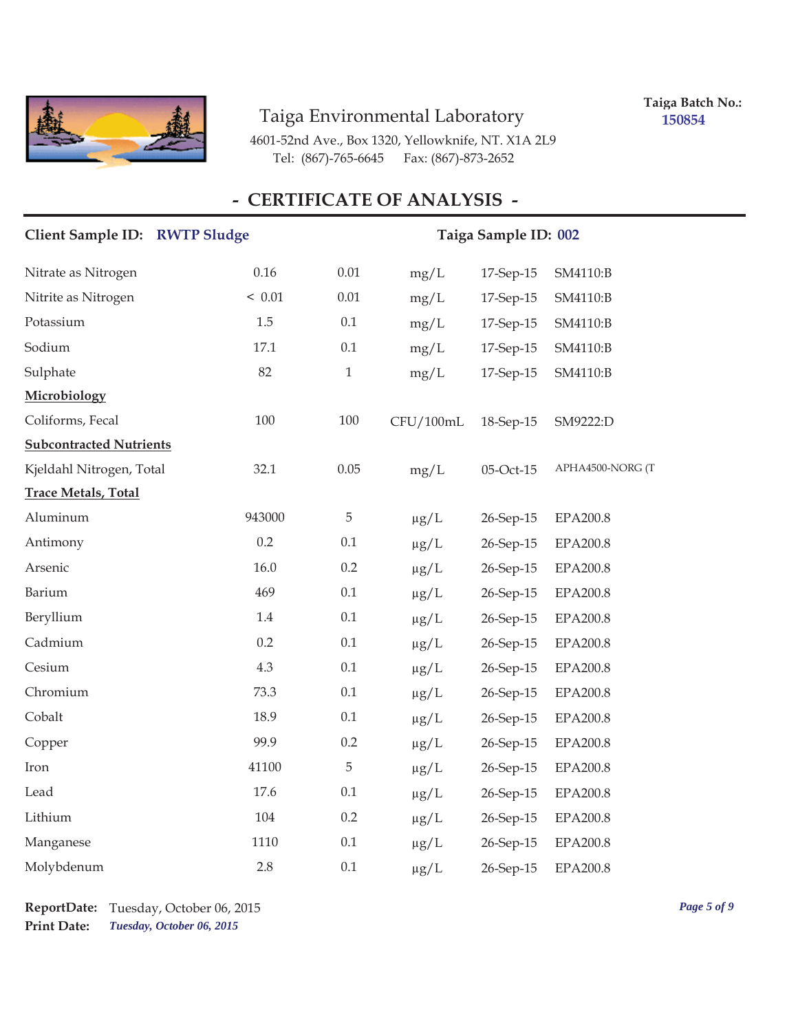Taiga Environmental Laboratory

4601-52nd Ave., Box 1320, Yellowknife, NT. X1A 2L9

Tel: (867)-765-6645 Fax: (867)-873-2652

**Taiga Batch No.:** 150854

## - CERTIFICATE OF ANALYSIS -

**Client Sample ID:** RWTP Sludge **Taiga Sample ID:** 002

| | | | | | |
|---|---|---|---|---|---|
| Nitrate as Nitrogen | 0.16 | 0.01 | mg/L | 17-Sep-15 | SM4110:B |
| Nitrite as Nitrogen | < 0.01 | 0.01 | mg/L | 17-Sep-15 | SM4110:B |
| Potassium | 1.5 | 0.1 | mg/L | 17-Sep-15 | SM4110:B |
| Sodium | 17.1 | 0.1 | mg/L | 17-Sep-15 | SM4110:B |
| Sulphate | 82 | 1 | mg/L | 17-Sep-15 | SM4110:B |
| **Microbiology** | | | | | |
| Coliforms, Fecal | 100 | 100 | CFU/100mL | 18-Sep-15 | SM9222:D |
| **Subcontracted Nutrients** | | | | | |
| Kjeldahl Nitrogen, Total | 32.1 | 0.05 | mg/L | 05-Oct-15 | APHA4500-NORG (T |
| **Trace Metals, Total** | | | | | |
| Aluminum | 943000 | 5 | µg/L | 26-Sep-15 | EPA200.8 |
| Antimony | 0.2 | 0.1 | µg/L | 26-Sep-15 | EPA200.8 |
| Arsenic | 16.0 | 0.2 | µg/L | 26-Sep-15 | EPA200.8 |
| Barium | 469 | 0.1 | µg/L | 26-Sep-15 | EPA200.8 |
| Beryllium | 1.4 | 0.1 | µg/L | 26-Sep-15 | EPA200.8 |
| Cadmium | 0.2 | 0.1 | µg/L | 26-Sep-15 | EPA200.8 |
| Cesium | 4.3 | 0.1 | µg/L | 26-Sep-15 | EPA200.8 |
| Chromium | 73.3 | 0.1 | µg/L | 26-Sep-15 | EPA200.8 |
| Cobalt | 18.9 | 0.1 | µg/L | 26-Sep-15 | EPA200.8 |
| Copper | 99.9 | 0.2 | µg/L | 26-Sep-15 | EPA200.8 |
| Iron | 41100 | 5 | µg/L | 26-Sep-15 | EPA200.8 |
| Lead | 17.6 | 0.1 | µg/L | 26-Sep-15 | EPA200.8 |
| Lithium | 104 | 0.2 | µg/L | 26-Sep-15 | EPA200.8 |
| Manganese | 1110 | 0.1 | µg/L | 26-Sep-15 | EPA200.8 |
| Molybdenum | 2.8 | 0.1 | µg/L | 26-Sep-15 | EPA200.8 |

**ReportDate:** Tuesday, October 06, 2015

**Print Date:** *Tuesday, October 06, 2015*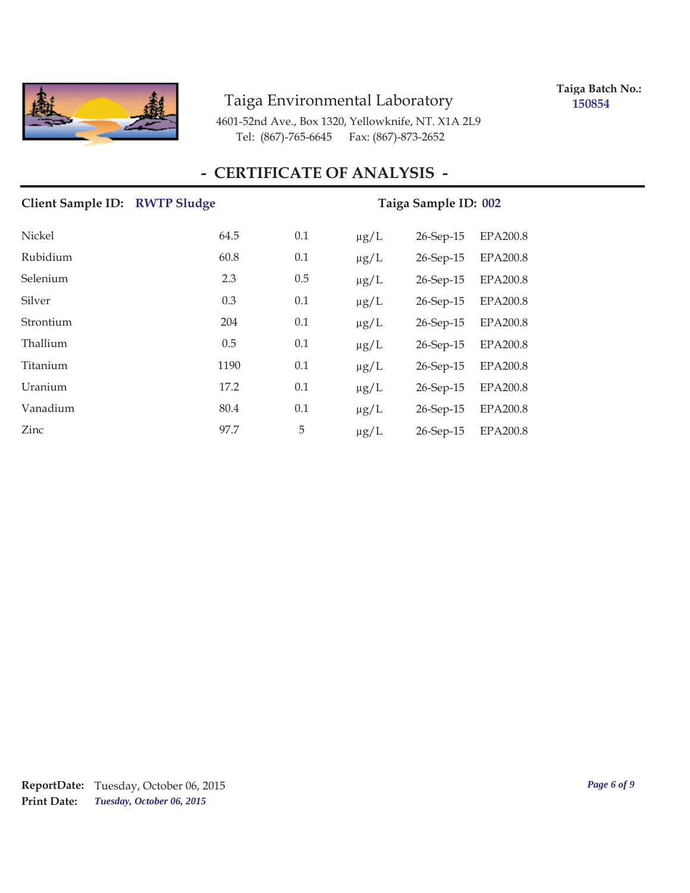Taiga Environmental Laboratory

4601-52nd Ave., Box 1320, Yellowknife, NT. X1A 2L9
Tel: (867)-765-6645 Fax: (867)-873-2652

**Taiga Batch No.:** **150854**

## - CERTIFICATE OF ANALYSIS -

**Client Sample ID:** **RWTP Sludge** **Taiga Sample ID:** **002**

| | | | | | |
|---|---|---|---|---|---|
| Nickel | 64.5 | 0.1 | μg/L | 26-Sep-15 | EPA200.8 |
| Rubidium | 60.8 | 0.1 | μg/L | 26-Sep-15 | EPA200.8 |
| Selenium | 2.3 | 0.5 | μg/L | 26-Sep-15 | EPA200.8 |
| Silver | 0.3 | 0.1 | μg/L | 26-Sep-15 | EPA200.8 |
| Strontium | 204 | 0.1 | μg/L | 26-Sep-15 | EPA200.8 |
| Thallium | 0.5 | 0.1 | μg/L | 26-Sep-15 | EPA200.8 |
| Titanium | 1190 | 0.1 | μg/L | 26-Sep-15 | EPA200.8 |
| Uranium | 17.2 | 0.1 | μg/L | 26-Sep-15 | EPA200.8 |
| Vanadium | 80.4 | 0.1 | μg/L | 26-Sep-15 | EPA200.8 |
| Zinc | 97.7 | 5 | μg/L | 26-Sep-15 | EPA200.8 |

**ReportDate:** Tuesday, October 06, 2015
**Print Date:** *Tuesday, October 06, 2015*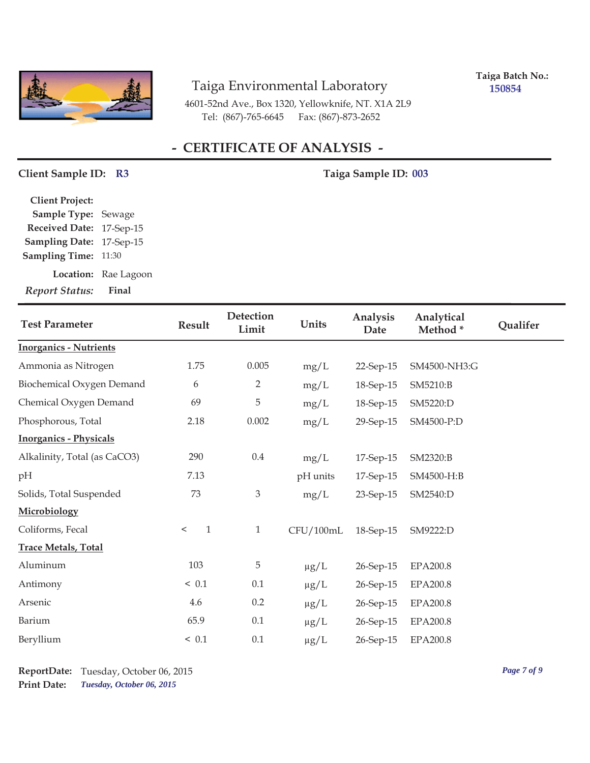Taiga Environmental Laboratory
4601-52nd Ave., Box 1320, Yellowknife, NT. X1A 2L9
Tel: (867)-765-6645 Fax: (867)-873-2652

**Taiga Batch No.:** 150854

# - CERTIFICATE OF ANALYSIS -

**Client Sample ID:** R3 **Taiga Sample ID:** 003

**Client Project:**
**Sample Type:** Sewage
**Received Date:** 17-Sep-15
**Sampling Date:** 17-Sep-15
**Sampling Time:** 11:30
**Location:** Rae Lagoon
***Report Status:*** **Final**

| Test Parameter | Result | Detection Limit | Units | Analysis Date | Analytical Method * | Qualifer |
|---|---|---|---|---|---|---|
| **Inorganics - Nutrients** | | | | | | |
| Ammonia as Nitrogen | 1.75 | 0.005 | mg/L | 22-Sep-15 | SM4500-NH3:G | |
| Biochemical Oxygen Demand | 6 | 2 | mg/L | 18-Sep-15 | SM5210:B | |
| Chemical Oxygen Demand | 69 | 5 | mg/L | 18-Sep-15 | SM5220:D | |
| Phosphorous, Total | 2.18 | 0.002 | mg/L | 29-Sep-15 | SM4500-P:D | |
| **Inorganics - Physicals** | | | | | | |
| Alkalinity, Total (as CaCO3) | 290 | 0.4 | mg/L | 17-Sep-15 | SM2320:B | |
| pH | 7.13 | | pH units | 17-Sep-15 | SM4500-H:B | |
| Solids, Total Suspended | 73 | 3 | mg/L | 23-Sep-15 | SM2540:D | |
| **Microbiology** | | | | | | |
| Coliforms, Fecal | < 1 | 1 | CFU/100mL | 18-Sep-15 | SM9222:D | |
| **Trace Metals, Total** | | | | | | |
| Aluminum | 103 | 5 | µg/L | 26-Sep-15 | EPA200.8 | |
| Antimony | < 0.1 | 0.1 | µg/L | 26-Sep-15 | EPA200.8 | |
| Arsenic | 4.6 | 0.2 | µg/L | 26-Sep-15 | EPA200.8 | |
| Barium | 65.9 | 0.1 | µg/L | 26-Sep-15 | EPA200.8 | |
| Beryllium | < 0.1 | 0.1 | µg/L | 26-Sep-15 | EPA200.8 | |

**ReportDate:** Tuesday, October 06, 2015
**Print Date:** *Tuesday, October 06, 2015*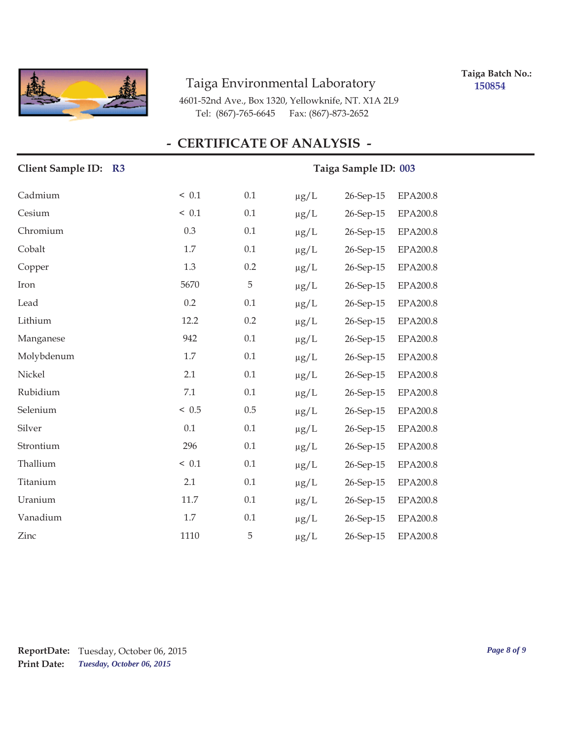Taiga Environmental Laboratory

4601-52nd Ave., Box 1320, Yellowknife, NT. X1A 2L9
Tel: (867)-765-6645 Fax: (867)-873-2652

**Taiga Batch No.:** 150854

## - CERTIFICATE OF ANALYSIS -

**Client Sample ID:** R3 **Taiga Sample ID:** 003

| | | | | | |
|---|---|---|---|---|---|
| Cadmium | < 0.1 | 0.1 | µg/L | 26-Sep-15 | EPA200.8 |
| Cesium | < 0.1 | 0.1 | µg/L | 26-Sep-15 | EPA200.8 |
| Chromium | 0.3 | 0.1 | µg/L | 26-Sep-15 | EPA200.8 |
| Cobalt | 1.7 | 0.1 | µg/L | 26-Sep-15 | EPA200.8 |
| Copper | 1.3 | 0.2 | µg/L | 26-Sep-15 | EPA200.8 |
| Iron | 5670 | 5 | µg/L | 26-Sep-15 | EPA200.8 |
| Lead | 0.2 | 0.1 | µg/L | 26-Sep-15 | EPA200.8 |
| Lithium | 12.2 | 0.2 | µg/L | 26-Sep-15 | EPA200.8 |
| Manganese | 942 | 0.1 | µg/L | 26-Sep-15 | EPA200.8 |
| Molybdenum | 1.7 | 0.1 | µg/L | 26-Sep-15 | EPA200.8 |
| Nickel | 2.1 | 0.1 | µg/L | 26-Sep-15 | EPA200.8 |
| Rubidium | 7.1 | 0.1 | µg/L | 26-Sep-15 | EPA200.8 |
| Selenium | < 0.5 | 0.5 | µg/L | 26-Sep-15 | EPA200.8 |
| Silver | 0.1 | 0.1 | µg/L | 26-Sep-15 | EPA200.8 |
| Strontium | 296 | 0.1 | µg/L | 26-Sep-15 | EPA200.8 |
| Thallium | < 0.1 | 0.1 | µg/L | 26-Sep-15 | EPA200.8 |
| Titanium | 2.1 | 0.1 | µg/L | 26-Sep-15 | EPA200.8 |
| Uranium | 11.7 | 0.1 | µg/L | 26-Sep-15 | EPA200.8 |
| Vanadium | 1.7 | 0.1 | µg/L | 26-Sep-15 | EPA200.8 |
| Zinc | 1110 | 5 | µg/L | 26-Sep-15 | EPA200.8 |

**ReportDate:** Tuesday, October 06, 2015
**Print Date:** *Tuesday, October 06, 2015*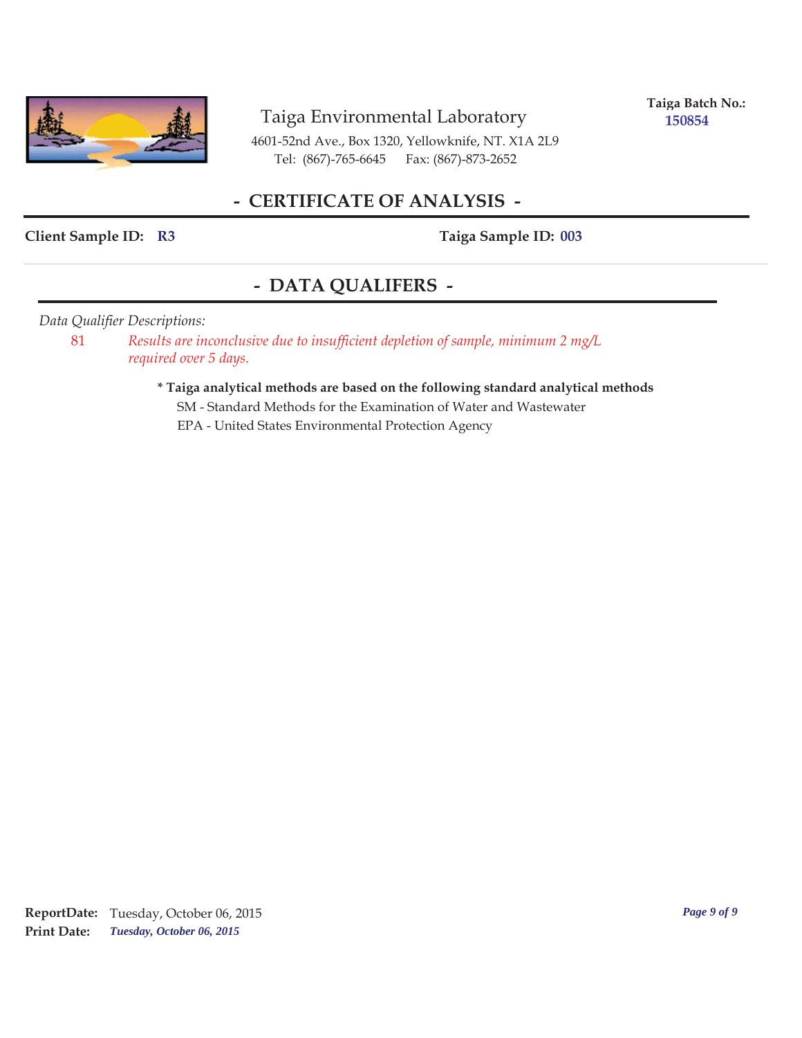Taiga Environmental Laboratory

4601-52nd Ave., Box 1320, Yellowknife, NT. X1A 2L9
Tel: (867)-765-6645 Fax: (867)-873-2652

**Taiga Batch No.:** 150854

# - CERTIFICATE OF ANALYSIS -

**Client Sample ID:** R3 **Taiga Sample ID:** 003

## - DATA QUALIFERS -

*Data Qualifier Descriptions:*

81 *Results are inconclusive due to insufficient depletion of sample, minimum 2 mg/L required over 5 days.*

**\* Taiga analytical methods are based on the following standard analytical methods**

SM - Standard Methods for the Examination of Water and Wastewater
EPA - United States Environmental Protection Agency

**ReportDate:** Tuesday, October 06, 2015
**Print Date:** *Tuesday, October 06, 2015*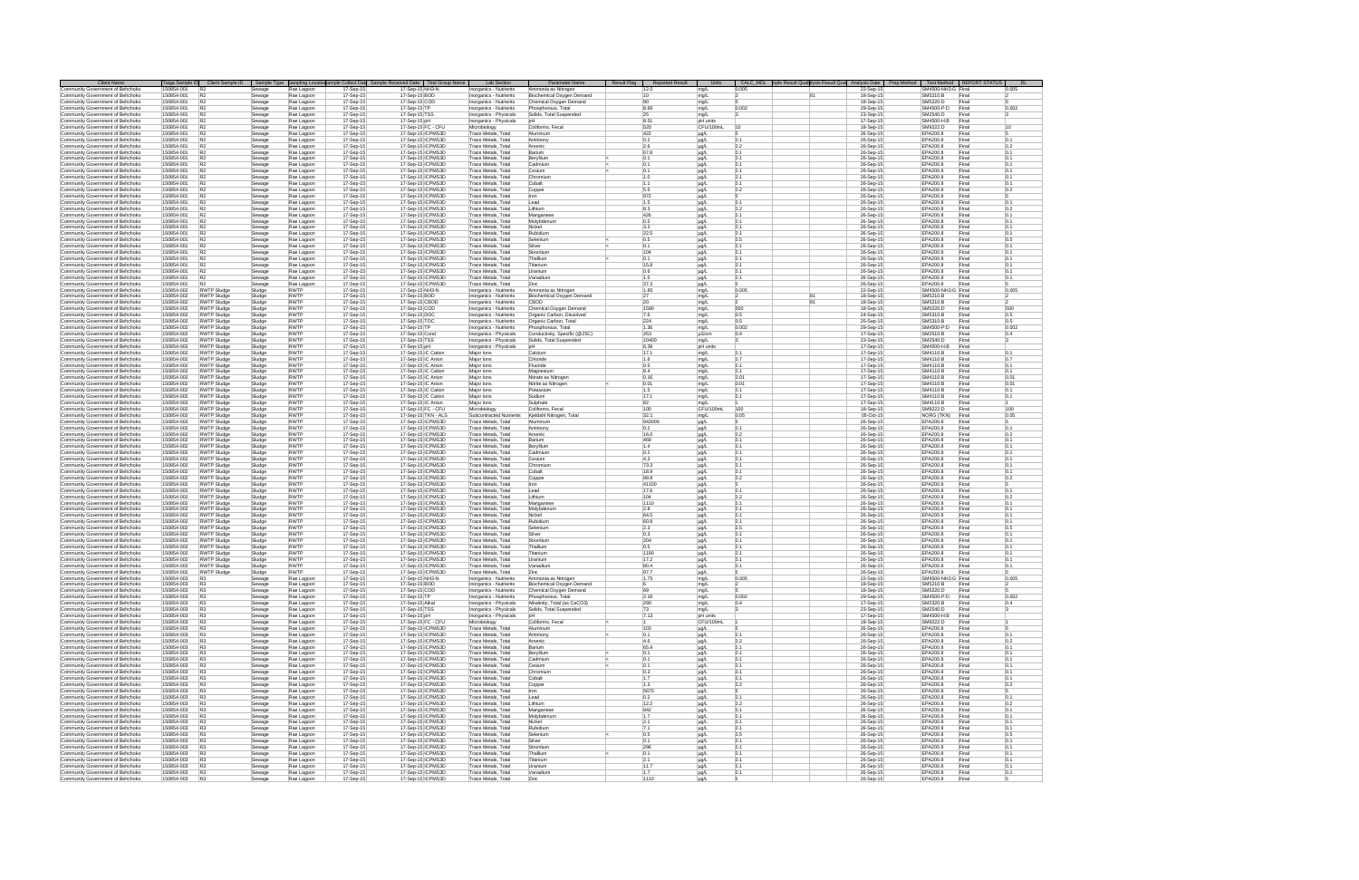| Client Name | Taiga Sample ID | Client Sample ID | Sample Type | Sampling Location | Sample Collect Date | Sample Received Date | Test Group Name | Lab Section | Parameter Name | Result Flag | Reported Result | Units | CALC_MDL | Sample Result Qual | Analysis Result Qual | Analysis Date | Prep Method | Test Method | REPORT STATUS | DL |
|---|---|---|---|---|---|---|---|---|---|---|---|---|---|---|---|---|---|---|---|---|
| Community Government of Behchoko | 150854-001 | R2 | Sewage | Rae Lagoon | 17-Sep-15 | 17-Sep-15 | NH3-N | Inorganics - Nutrients | Ammonia as Nitrogen | | 12.0 | mg/L | 0.005 | | | 22-Sep-15 | | SM4500-NH3:G | Final | 0.005 |
| Community Government of Behchoko | 150854-001 | R2 | Sewage | Rae Lagoon | 17-Sep-15 | 17-Sep-15 | BOD | Inorganics - Nutrients | Biochemical Oxygen Demand | | 10 | mg/L | 2 | | 81 | 18-Sep-15 | | SM5210:B | Final | 2 |
| Community Government of Behchoko | 150854-001 | R2 | Sewage | Rae Lagoon | 17-Sep-15 | 17-Sep-15 | COD | Inorganics - Nutrients | Chemical Oxygen Demand | | 90 | mg/L | 5 | | | 18-Sep-15 | | SM5220:D | Final | 5 |
| Community Government of Behchoko | 150854-001 | R2 | Sewage | Rae Lagoon | 17-Sep-15 | 17-Sep-15 | TP | Inorganics - Nutrients | Phosphorous, Total | | 0.89 | mg/L | 0.002 | | | 29-Sep-15 | | SM4500-P:D | Final | 0.002 |
| Community Government of Behchoko | 150854-001 | R2 | Sewage | Rae Lagoon | 17-Sep-15 | 17-Sep-15 | TSS | Inorganics - Physicals | Solids, Total Suspended | | 25 | mg/L | 3 | | | 23-Sep-15 | | SM2540:D | Final | 3 |
| Community Government of Behchoko | 150854-001 | R2 | Sewage | Rae Lagoon | 17-Sep-15 | 17-Sep-15 | pH | Inorganics - Physicals | pH | | 8.91 | pH units | | | | 17-Sep-15 | | SM4500-H:B | Final | |
| Community Government of Behchoko | 150854-001 | R2 | Sewage | Rae Lagoon | 17-Sep-15 | 17-Sep-15 | FC - CFU | Microbiology | Coliforms, Fecal | | 520 | CFU/100mL | 10 | | | 18-Sep-15 | | SM9222:D | Final | 10 |
| Community Government of Behchoko | 150854-001 | R2 | Sewage | Rae Lagoon | 17-Sep-15 | 17-Sep-15 | ICPMS3D | Trace Metals, Total | Aluminum | | 422 | µg/L | 5 | | | 26-Sep-15 | | EPA200.8 | Final | 5 |
| Community Government of Behchoko | 150854-001 | R2 | Sewage | Rae Lagoon | 17-Sep-15 | 17-Sep-15 | ICPMS3D | Trace Metals, Total | Antimony | | 0.3 | µg/L | 0.1 | | | 26-Sep-15 | | EPA200.8 | Final | 0.1 |
| Community Government of Behchoko | 150854-001 | R2 | Sewage | Rae Lagoon | 17-Sep-15 | 17-Sep-15 | ICPMS3D | Trace Metals, Total | Arsenic | | 2.6 | µg/L | 0.2 | | | 26-Sep-15 | | EPA200.8 | Final | 0.2 |
| Community Government of Behchoko | 150854-001 | R2 | Sewage | Rae Lagoon | 17-Sep-15 | 17-Sep-15 | ICPMS3D | Trace Metals, Total | Barium | | 67.8 | µg/L | 0.1 | | | 26-Sep-15 | | EPA200.8 | Final | 0.1 |
| Community Government of Behchoko | 150854-001 | R2 | Sewage | Rae Lagoon | 17-Sep-15 | 17-Sep-15 | ICPMS3D | Trace Metals, Total | Beryllium | < | 0.1 | µg/L | 0.1 | | | 26-Sep-15 | | EPA200.8 | Final | 0.1 |
| Community Government of Behchoko | 150854-001 | R2 | Sewage | Rae Lagoon | 17-Sep-15 | 17-Sep-15 | ICPMS3D | Trace Metals, Total | Cadmium | < | 0.1 | µg/L | 0.1 | | | 26-Sep-15 | | EPA200.8 | Final | 0.1 |
| Community Government of Behchoko | 150854-001 | R2 | Sewage | Rae Lagoon | 17-Sep-15 | 17-Sep-15 | ICPMS3D | Trace Metals, Total | Cesium | | 0.1 | µg/L | 0.1 | | | 26-Sep-15 | | EPA200.8 | Final | 0.1 |
| Community Government of Behchoko | 150854-001 | R2 | Sewage | Rae Lagoon | 17-Sep-15 | 17-Sep-15 | ICPMS3D | Trace Metals, Total | Chromium | | 1.0 | µg/L | 0.1 | | | 26-Sep-15 | | EPA200.8 | Final | 0.1 |
| Community Government of Behchoko | 150854-001 | R2 | Sewage | Rae Lagoon | 17-Sep-15 | 17-Sep-15 | ICPMS3D | Trace Metals, Total | Cobalt | | 1.1 | µg/L | 0.1 | | | 26-Sep-15 | | EPA200.8 | Final | 0.1 |
| Community Government of Behchoko | 150854-001 | R2 | Sewage | Rae Lagoon | 17-Sep-15 | 17-Sep-15 | ICPMS3D | Trace Metals, Total | Copper | | 5.5 | µg/L | 0.2 | | | 26-Sep-15 | | EPA200.8 | Final | 0.2 |
| Community Government of Behchoko | 150854-001 | R2 | Sewage | Rae Lagoon | 17-Sep-15 | 17-Sep-15 | ICPMS3D | Trace Metals, Total | Iron | | 972 | µg/L | 5 | | | 26-Sep-15 | | EPA200.8 | Final | 5 |
| Community Government of Behchoko | 150854-001 | R2 | Sewage | Rae Lagoon | 17-Sep-15 | 17-Sep-15 | ICPMS3D | Trace Metals, Total | Lead | | 1.5 | µg/L | 0.1 | | | 26-Sep-15 | | EPA200.8 | Final | 0.1 |
| Community Government of Behchoko | 150854-001 | R2 | Sewage | Rae Lagoon | 17-Sep-15 | 17-Sep-15 | ICPMS3D | Trace Metals, Total | Lithium | | 8.3 | µg/L | 0.2 | | | 26-Sep-15 | | EPA200.8 | Final | 0.2 |
| Community Government of Behchoko | 150854-001 | R2 | Sewage | Rae Lagoon | 17-Sep-15 | 17-Sep-15 | ICPMS3D | Trace Metals, Total | Manganese | | 426 | µg/L | 0.1 | | | 26-Sep-15 | | EPA200.8 | Final | 0.1 |
| Community Government of Behchoko | 150854-001 | R2 | Sewage | Rae Lagoon | 17-Sep-15 | 17-Sep-15 | ICPMS3D | Trace Metals, Total | Molybdenum | | 0.5 | µg/L | 0.1 | | | 26-Sep-15 | | EPA200.8 | Final | 0.1 |
| Community Government of Behchoko | 150854-001 | R2 | Sewage | Rae Lagoon | 17-Sep-15 | 17-Sep-15 | ICPMS3D | Trace Metals, Total | Nickel | | 3.3 | µg/L | 0.1 | | | 26-Sep-15 | | EPA200.8 | Final | 0.1 |
| Community Government of Behchoko | 150854-001 | R2 | Sewage | Rae Lagoon | 17-Sep-15 | 17-Sep-15 | ICPMS3D | Trace Metals, Total | Rubidium | | 22.5 | µg/L | 0.1 | | | 26-Sep-15 | | EPA200.8 | Final | 0.1 |
| Community Government of Behchoko | 150854-001 | R2 | Sewage | Rae Lagoon | 17-Sep-15 | 17-Sep-15 | ICPMS3D | Trace Metals, Total | Selenium | < | 0.5 | µg/L | 0.5 | | | 26-Sep-15 | | EPA200.8 | Final | 0.5 |
| Community Government of Behchoko | 150854-001 | R2 | Sewage | Rae Lagoon | 17-Sep-15 | 17-Sep-15 | ICPMS3D | Trace Metals, Total | Silver | < | 0.1 | µg/L | 0.1 | | | 26-Sep-15 | | EPA200.8 | Final | 0.1 |
| Community Government of Behchoko | 150854-001 | R2 | Sewage | Rae Lagoon | 17-Sep-15 | 17-Sep-15 | ICPMS3D | Trace Metals, Total | Strontium | | 104 | µg/L | 0.1 | | | 26-Sep-15 | | EPA200.8 | Final | 0.1 |
| Community Government of Behchoko | 150854-001 | R2 | Sewage | Rae Lagoon | 17-Sep-15 | 17-Sep-15 | ICPMS3D | Trace Metals, Total | Thallium | < | 0.1 | µg/L | 0.1 | | | 26-Sep-15 | | EPA200.8 | Final | 0.1 |
| Community Government of Behchoko | 150854-001 | R2 | Sewage | Rae Lagoon | 17-Sep-15 | 17-Sep-15 | ICPMS3D | Trace Metals, Total | Titanium | | 15.8 | µg/L | 0.1 | | | 26-Sep-15 | | EPA200.8 | Final | 0.1 |
| Community Government of Behchoko | 150854-001 | R2 | Sewage | Rae Lagoon | 17-Sep-15 | 17-Sep-15 | ICPMS3D | Trace Metals, Total | Uranium | | 0.6 | µg/L | 0.1 | | | 26-Sep-15 | | EPA200.8 | Final | 0.1 |
| Community Government of Behchoko | 150854-001 | R2 | Sewage | Rae Lagoon | 17-Sep-15 | 17-Sep-15 | ICPMS3D | Trace Metals, Total | Vanadium | | 1.5 | µg/L | 0.1 | | | 26-Sep-15 | | EPA200.8 | Final | 0.1 |
| Community Government of Behchoko | 150854-001 | R2 | Sewage | Rae Lagoon | 17-Sep-15 | 17-Sep-15 | ICPMS3D | Trace Metals, Total | Zinc | | 37.3 | µg/L | 5 | | | 26-Sep-15 | | EPA200.8 | Final | 5 |
| Community Government of Behchoko | 150854-002 | RWTP Sludge | Sludge | RWTP | 17-Sep-15 | 17-Sep-15 | NH3-N | Inorganics - Nutrients | Ammonia as Nitrogen | | 1.85 | mg/L | 0.005 | | | 22-Sep-15 | | SM4500-NH3:G | Final | 0.005 |
| Community Government of Behchoko | 150854-002 | RWTP Sludge | Sludge | RWTP | 17-Sep-15 | 17-Sep-15 | BOD | Inorganics - Nutrients | Biochemical Oxygen Demand | | 27 | mg/L | 2 | | 81 | 18-Sep-15 | | SM5210:B | Final | 2 |
| Community Government of Behchoko | 150854-002 | RWTP Sludge | Sludge | RWTP | 17-Sep-15 | 17-Sep-15 | CBOD | Inorganics - Nutrients | CBOD | | 20 | mg/L | 2 | | 81 | 18-Sep-15 | | SM5210:B | Final | 2 |
| Community Government of Behchoko | 150854-002 | RWTP Sludge | Sludge | RWTP | 17-Sep-15 | 17-Sep-15 | COD | Inorganics - Nutrients | Chemical Oxygen Demand | | 1580 | mg/L | 500 | | | 18-Sep-15 | | SM5220:D | Final | 500 |
| Community Government of Behchoko | 150854-002 | RWTP Sludge | Sludge | RWTP | 17-Sep-15 | 17-Sep-15 | DOC | Inorganics - Nutrients | Organic Carbon, Dissolved | | 7.6 | mg/L | 0.5 | | | 24-Sep-15 | | SM5310:B | Final | 0.5 |
| Community Government of Behchoko | 150854-002 | RWTP Sludge | Sludge | RWTP | 17-Sep-15 | 17-Sep-15 | TOC | Inorganics - Nutrients | Organic Carbon, Total | | 224 | mg/L | 0.5 | | | 25-Sep-15 | | SM5310:B | Final | 0.5 |
| Community Government of Behchoko | 150854-002 | RWTP Sludge | Sludge | RWTP | 17-Sep-15 | 17-Sep-15 | TP | Inorganics - Nutrients | Phosphorous, Total | | 1.36 | mg/L | 0.002 | | | 29-Sep-15 | | SM4500-P:D | Final | 0.002 |
| Community Government of Behchoko | 150854-002 | RWTP Sludge | Sludge | RWTP | 17-Sep-15 | 17-Sep-15 | Cond | Inorganics - Physicals | Conductivity, Specific (@25C) | | 263 | µS/cm | 0.4 | | | 17-Sep-15 | | SM2510:B | Final | 0.4 |
| Community Government of Behchoko | 150854-002 | RWTP Sludge | Sludge | RWTP | 17-Sep-15 | 17-Sep-15 | TSS | Inorganics - Physicals | Solids, Total Suspended | | 10400 | mg/L | 3 | | | 23-Sep-15 | | SM2540:D | Final | 3 |
| Community Government of Behchoko | 150854-002 | RWTP Sludge | Sludge | RWTP | 17-Sep-15 | 17-Sep-15 | pH | Inorganics - Physicals | pH | | 6.39 | pH units | | | | 17-Sep-15 | | SM4500-H:B | Final | |
| Community Government of Behchoko | 150854-002 | RWTP Sludge | Sludge | RWTP | 17-Sep-15 | 17-Sep-15 | IC Cation | Major Ions | Calcium | | 17.1 | mg/L | 0.1 | | | 17-Sep-15 | | SM4110:B | Final | 0.1 |
| Community Government of Behchoko | 150854-002 | RWTP Sludge | Sludge | RWTP | 17-Sep-15 | 17-Sep-15 | IC Anion | Major Ions | Chloride | | 1.6 | mg/L | 0.7 | | | 17-Sep-15 | | SM4110:B | Final | 0.7 |
| Community Government of Behchoko | 150854-002 | RWTP Sludge | Sludge | RWTP | 17-Sep-15 | 17-Sep-15 | IC Anion | Major Ions | Fluoride | | 0.5 | mg/L | 0.1 | | | 17-Sep-15 | | SM4110:B | Final | 0.1 |
| Community Government of Behchoko | 150854-002 | RWTP Sludge | Sludge | RWTP | 17-Sep-15 | 17-Sep-15 | IC Cation | Major Ions | Magnesium | | 8.4 | mg/L | 0.1 | | | 17-Sep-15 | | SM4110:B | Final | 0.1 |
| Community Government of Behchoko | 150854-002 | RWTP Sludge | Sludge | RWTP | 17-Sep-15 | 17-Sep-15 | IC Anion | Major Ions | Nitrate as Nitrogen | | 0.16 | mg/L | 0.01 | | | 17-Sep-15 | | SM4110:B | Final | 0.01 |
| Community Government of Behchoko | 150854-002 | RWTP Sludge | Sludge | RWTP | 17-Sep-15 | 17-Sep-15 | IC Anion | Major Ions | Nitrite as Nitrogen | < | 0.01 | mg/L | 0.01 | | | 17-Sep-15 | | SM4110:B | Final | 0.01 |
| Community Government of Behchoko | 150854-002 | RWTP Sludge | Sludge | RWTP | 17-Sep-15 | 17-Sep-15 | IC Cation | Major Ions | Potassium | | 1.5 | mg/L | 0.1 | | | 17-Sep-15 | | SM4110:B | Final | 0.1 |
| Community Government of Behchoko | 150854-002 | RWTP Sludge | Sludge | RWTP | 17-Sep-15 | 17-Sep-15 | IC Cation | Major Ions | Sodium | | 17.1 | mg/L | 0.1 | | | 17-Sep-15 | | SM4110:B | Final | 0.1 |
| Community Government of Behchoko | 150854-002 | RWTP Sludge | Sludge | RWTP | 17-Sep-15 | 17-Sep-15 | IC Anion | Major Ions | Sulphate | | 82 | mg/L | 1 | | | 17-Sep-15 | | SM4110:B | Final | 1 |
| Community Government of Behchoko | 150854-002 | RWTP Sludge | Sludge | RWTP | 17-Sep-15 | 17-Sep-15 | FC - CFU | Microbiology | Coliforms, Fecal | | 100 | CFU/100mL | 100 | | | 18-Sep-15 | | SM9222:D | Final | 100 |
| Community Government of Behchoko | 150854-002 | RWTP Sludge | Sludge | RWTP | 17-Sep-15 | 17-Sep-15 | TKN - ALS | Subcontracted Nutrients | Kjeldahl Nitrogen, Total | | 32.1 | mg/L | 0.05 | | | 05-Oct-15 | | NORG (TKN) | Final | 0.05 |
| Community Government of Behchoko | 150854-002 | RWTP Sludge | Sludge | RWTP | 17-Sep-15 | 17-Sep-15 | ICPMS3D | Trace Metals, Total | Aluminum | | 943000 | µg/L | 5 | | | 26-Sep-15 | | EPA200.8 | Final | 5 |
| Community Government of Behchoko | 150854-002 | RWTP Sludge | Sludge | RWTP | 17-Sep-15 | 17-Sep-15 | ICPMS3D | Trace Metals, Total | Antimony | | 0.2 | µg/L | 0.1 | | | 26-Sep-15 | | EPA200.8 | Final | 0.1 |
| Community Government of Behchoko | 150854-002 | RWTP Sludge | Sludge | RWTP | 17-Sep-15 | 17-Sep-15 | ICPMS3D | Trace Metals, Total | Arsenic | | 16.0 | µg/L | 0.2 | | | 26-Sep-15 | | EPA200.8 | Final | 0.2 |
| Community Government of Behchoko | 150854-002 | RWTP Sludge | Sludge | RWTP | 17-Sep-15 | 17-Sep-15 | ICPMS3D | Trace Metals, Total | Barium | | 469 | µg/L | 0.1 | | | 26-Sep-15 | | EPA200.8 | Final | 0.1 |
| Community Government of Behchoko | 150854-002 | RWTP Sludge | Sludge | RWTP | 17-Sep-15 | 17-Sep-15 | ICPMS3D | Trace Metals, Total | Beryllium | | 1.4 | µg/L | 0.1 | | | 26-Sep-15 | | EPA200.8 | Final | 0.1 |
| Community Government of Behchoko | 150854-002 | RWTP Sludge | Sludge | RWTP | 17-Sep-15 | 17-Sep-15 | ICPMS3D | Trace Metals, Total | Cadmium | | 0.3 | µg/L | 0.1 | | | 26-Sep-15 | | EPA200.8 | Final | 0.1 |
| Community Government of Behchoko | 150854-002 | RWTP Sludge | Sludge | RWTP | 17-Sep-15 | 17-Sep-15 | ICPMS3D | Trace Metals, Total | Cesium | | 4.3 | µg/L | 0.1 | | | 26-Sep-15 | | EPA200.8 | Final | 0.1 |
| Community Government of Behchoko | 150854-002 | RWTP Sludge | Sludge | RWTP | 17-Sep-15 | 17-Sep-15 | ICPMS3D | Trace Metals, Total | Chromium | | 73.3 | µg/L | 0.1 | | | 26-Sep-15 | | EPA200.8 | Final | 0.1 |
| Community Government of Behchoko | 150854-002 | RWTP Sludge | Sludge | RWTP | 17-Sep-15 | 17-Sep-15 | ICPMS3D | Trace Metals, Total | Cobalt | | 18.9 | µg/L | 0.1 | | | 26-Sep-15 | | EPA200.8 | Final | 0.1 |
| Community Government of Behchoko | 150854-002 | RWTP Sludge | Sludge | RWTP | 17-Sep-15 | 17-Sep-15 | ICPMS3D | Trace Metals, Total | Copper | | 99.9 | µg/L | 0.2 | | | 26-Sep-15 | | EPA200.8 | Final | 0.2 |
| Community Government of Behchoko | 150854-002 | RWTP Sludge | Sludge | RWTP | 17-Sep-15 | 17-Sep-15 | ICPMS3D | Trace Metals, Total | Iron | | 41100 | µg/L | 5 | | | 26-Sep-15 | | EPA200.8 | Final | 5 |
| Community Government of Behchoko | 150854-002 | RWTP Sludge | Sludge | RWTP | 17-Sep-15 | 17-Sep-15 | ICPMS3D | Trace Metals, Total | Lead | | 17.6 | µg/L | 0.1 | | | 26-Sep-15 | | EPA200.8 | Final | 0.1 |
| Community Government of Behchoko | 150854-002 | RWTP Sludge | Sludge | RWTP | 17-Sep-15 | 17-Sep-15 | ICPMS3D | Trace Metals, Total | Lithium | | 104 | µg/L | 0.2 | | | 26-Sep-15 | | EPA200.8 | Final | 0.2 |
| Community Government of Behchoko | 150854-002 | RWTP Sludge | Sludge | RWTP | 17-Sep-15 | 17-Sep-15 | ICPMS3D | Trace Metals, Total | Manganese | | 1110 | µg/L | 0.1 | | | 26-Sep-15 | | EPA200.8 | Final | 0.1 |
| Community Government of Behchoko | 150854-002 | RWTP Sludge | Sludge | RWTP | 17-Sep-15 | 17-Sep-15 | ICPMS3D | Trace Metals, Total | Molybdenum | | 2.8 | µg/L | 0.1 | | | 26-Sep-15 | | EPA200.8 | Final | 0.1 |
| Community Government of Behchoko | 150854-002 | RWTP Sludge | Sludge | RWTP | 17-Sep-15 | 17-Sep-15 | ICPMS3D | Trace Metals, Total | Nickel | | 64.5 | µg/L | 0.1 | | | 26-Sep-15 | | EPA200.8 | Final | 0.1 |
| Community Government of Behchoko | 150854-002 | RWTP Sludge | Sludge | RWTP | 17-Sep-15 | 17-Sep-15 | ICPMS3D | Trace Metals, Total | Rubidium | | 60.8 | µg/L | 0.1 | | | 26-Sep-15 | | EPA200.8 | Final | 0.1 |
| Community Government of Behchoko | 150854-002 | RWTP Sludge | Sludge | RWTP | 17-Sep-15 | 17-Sep-15 | ICPMS3D | Trace Metals, Total | Selenium | | 2.3 | µg/L | 0.5 | | | 26-Sep-15 | | EPA200.8 | Final | 0.5 |
| Community Government of Behchoko | 150854-002 | RWTP Sludge | Sludge | RWTP | 17-Sep-15 | 17-Sep-15 | ICPMS3D | Trace Metals, Total | Silver | | 0.3 | µg/L | 0.1 | | | 26-Sep-15 | | EPA200.8 | Final | 0.1 |
| Community Government of Behchoko | 150854-002 | RWTP Sludge | Sludge | RWTP | 17-Sep-15 | 17-Sep-15 | ICPMS3D | Trace Metals, Total | Strontium | | 204 | µg/L | 0.1 | | | 26-Sep-15 | | EPA200.8 | Final | 0.1 |
| Community Government of Behchoko | 150854-002 | RWTP Sludge | Sludge | RWTP | 17-Sep-15 | 17-Sep-15 | ICPMS3D | Trace Metals, Total | Thallium | | 0.5 | µg/L | 0.1 | | | 26-Sep-15 | | EPA200.8 | Final | 0.1 |
| Community Government of Behchoko | 150854-002 | RWTP Sludge | Sludge | RWTP | 17-Sep-15 | 17-Sep-15 | ICPMS3D | Trace Metals, Total | Titanium | | 1180 | µg/L | 0.1 | | | 26-Sep-15 | | EPA200.8 | Final | 0.1 |
| Community Government of Behchoko | 150854-002 | RWTP Sludge | Sludge | RWTP | 17-Sep-15 | 17-Sep-15 | ICPMS3D | Trace Metals, Total | Uranium | | 17.2 | µg/L | 0.1 | | | 26-Sep-15 | | EPA200.8 | Final | 0.1 |
| Community Government of Behchoko | 150854-002 | RWTP Sludge | Sludge | RWTP | 17-Sep-15 | 17-Sep-15 | ICPMS3D | Trace Metals, Total | Vanadium | | 80.4 | µg/L | 0.1 | | | 26-Sep-15 | | EPA200.8 | Final | 0.1 |
| Community Government of Behchoko | 150854-002 | RWTP Sludge | Sludge | RWTP | 17-Sep-15 | 17-Sep-15 | ICPMS3D | Trace Metals, Total | Zinc | | 97.7 | µg/L | 5 | | | 26-Sep-15 | | EPA200.8 | Final | 5 |
| Community Government of Behchoko | 150854-003 | R3 | Sewage | Rae Lagoon | 17-Sep-15 | 17-Sep-15 | NH3-N | Inorganics - Nutrients | Ammonia as Nitrogen | | 1.75 | mg/L | 0.005 | | | 22-Sep-15 | | SM4500-NH3:G | Final | 0.005 |
| Community Government of Behchoko | 150854-003 | R3 | Sewage | Rae Lagoon | 17-Sep-15 | 17-Sep-15 | BOD | Inorganics - Nutrients | Biochemical Oxygen Demand | | 6 | mg/L | 2 | | | 18-Sep-15 | | SM5210:B | Final | 2 |
| Community Government of Behchoko | 150854-003 | R3 | Sewage | Rae Lagoon | 17-Sep-15 | 17-Sep-15 | COD | Inorganics - Nutrients | Chemical Oxygen Demand | | 69 | mg/L | 5 | | | 18-Sep-15 | | SM5220:D | Final | 5 |
| Community Government of Behchoko | 150854-003 | R3 | Sewage | Rae Lagoon | 17-Sep-15 | 17-Sep-15 | TP | Inorganics - Nutrients | Phosphorous, Total | | 2.38 | mg/L | 0.002 | | | 29-Sep-15 | | SM4500-P:D | Final | 0.002 |
| Community Government of Behchoko | 150854-003 | R3 | Sewage | Rae Lagoon | 17-Sep-15 | 17-Sep-15 | Alkal | Inorganics - Physicals | Alkalinity, Total (as CaCO3) | | 290 | mg/L | 0.4 | | | 17-Sep-15 | | SM2320:B | Final | 0.4 |
| Community Government of Behchoko | 150854-003 | R3 | Sewage | Rae Lagoon | 17-Sep-15 | 17-Sep-15 | TSS | Inorganics - Physicals | Solids, Total Suspended | | 73 | mg/L | 3 | | | 23-Sep-15 | | SM2540:D | Final | 3 |
| Community Government of Behchoko | 150854-003 | R3 | Sewage | Rae Lagoon | 17-Sep-15 | 17-Sep-15 | pH | Inorganics - Physicals | pH | | 7.13 | pH units | | | | 17-Sep-15 | | SM4500-H:B | Final | |
| Community Government of Behchoko | 150854-003 | R3 | Sewage | Rae Lagoon | 17-Sep-15 | 17-Sep-15 | FC - CFU | Microbiology | Coliforms, Fecal | < | 1 | CFU/100mL | 1 | | | 18-Sep-15 | | SM9222:D | Final | 1 |
| Community Government of Behchoko | 150854-003 | R3 | Sewage | Rae Lagoon | 17-Sep-15 | 17-Sep-15 | ICPMS3D | Trace Metals, Total | Aluminum | | 103 | µg/L | 5 | | | 26-Sep-15 | | EPA200.8 | Final | 5 |
| Community Government of Behchoko | 150854-003 | R3 | Sewage | Rae Lagoon | 17-Sep-15 | 17-Sep-15 | ICPMS3D | Trace Metals, Total | Antimony | < | 0.1 | µg/L | 0.1 | | | 26-Sep-15 | | EPA200.8 | Final | 0.1 |
| Community Government of Behchoko | 150854-003 | R3 | Sewage | Rae Lagoon | 17-Sep-15 | 17-Sep-15 | ICPMS3D | Trace Metals, Total | Arsenic | | 4.6 | µg/L | 0.2 | | | 26-Sep-15 | | EPA200.8 | Final | 0.2 |
| Community Government of Behchoko | 150854-003 | R3 | Sewage | Rae Lagoon | 17-Sep-15 | 17-Sep-15 | ICPMS3D | Trace Metals, Total | Barium | | 65.9 | µg/L | 0.1 | | | 26-Sep-15 | | EPA200.8 | Final | 0.1 |
| Community Government of Behchoko | 150854-003 | R3 | Sewage | Rae Lagoon | 17-Sep-15 | 17-Sep-15 | ICPMS3D | Trace Metals, Total | Beryllium | < | 0.1 | µg/L | 0.1 | | | 26-Sep-15 | | EPA200.8 | Final | 0.1 |
| Community Government of Behchoko | 150854-003 | R3 | Sewage | Rae Lagoon | 17-Sep-15 | 17-Sep-15 | ICPMS3D | Trace Metals, Total | Cadmium | < | 0.1 | µg/L | 0.1 | | | 26-Sep-15 | | EPA200.8 | Final | 0.1 |
| Community Government of Behchoko | 150854-003 | R3 | Sewage | Rae Lagoon | 17-Sep-15 | 17-Sep-15 | ICPMS3D | Trace Metals, Total | Cesium | < | 0.1 | µg/L | 0.1 | | | 26-Sep-15 | | EPA200.8 | Final | 0.1 |
| Community Government of Behchoko | 150854-003 | R3 | Sewage | Rae Lagoon | 17-Sep-15 | 17-Sep-15 | ICPMS3D | Trace Metals, Total | Chromium | | 0.3 | µg/L | 0.1 | | | 26-Sep-15 | | EPA200.8 | Final | 0.1 |
| Community Government of Behchoko | 150854-003 | R3 | Sewage | Rae Lagoon | 17-Sep-15 | 17-Sep-15 | ICPMS3D | Trace Metals, Total | Cobalt | | 1.7 | µg/L | 0.1 | | | 26-Sep-15 | | EPA200.8 | Final | 0.1 |
| Community Government of Behchoko | 150854-003 | R3 | Sewage | Rae Lagoon | 17-Sep-15 | 17-Sep-15 | ICPMS3D | Trace Metals, Total | Copper | | 1.3 | µg/L | 0.2 | | | 26-Sep-15 | | EPA200.8 | Final | 0.2 |
| Community Government of Behchoko | 150854-003 | R3 | Sewage | Rae Lagoon | 17-Sep-15 | 17-Sep-15 | ICPMS3D | Trace Metals, Total | Iron | | 5670 | µg/L | 5 | | | 26-Sep-15 | | EPA200.8 | Final | 5 |
| Community Government of Behchoko | 150854-003 | R3 | Sewage | Rae Lagoon | 17-Sep-15 | 17-Sep-15 | ICPMS3D | Trace Metals, Total | Lead | | 0.2 | µg/L | 0.1 | | | 26-Sep-15 | | EPA200.8 | Final | 0.1 |
| Community Government of Behchoko | 150854-003 | R3 | Sewage | Rae Lagoon | 17-Sep-15 | 17-Sep-15 | ICPMS3D | Trace Metals, Total | Lithium | | 12.2 | µg/L | 0.2 | | | 26-Sep-15 | | EPA200.8 | Final | 0.2 |
| Community Government of Behchoko | 150854-003 | R3 | Sewage | Rae Lagoon | 17-Sep-15 | 17-Sep-15 | ICPMS3D | Trace Metals, Total | Manganese | | 942 | µg/L | 0.1 | | | 26-Sep-15 | | EPA200.8 | Final | 0.1 |
| Community Government of Behchoko | 150854-003 | R3 | Sewage | Rae Lagoon | 17-Sep-15 | 17-Sep-15 | ICPMS3D | Trace Metals, Total | Molybdenum | | 1.7 | µg/L | 0.1 | | | 26-Sep-15 | | EPA200.8 | Final | 0.1 |
| Community Government of Behchoko | 150854-003 | R3 | Sewage | Rae Lagoon | 17-Sep-15 | 17-Sep-15 | ICPMS3D | Trace Metals, Total | Nickel | | 2.1 | µg/L | 0.1 | | | 26-Sep-15 | | EPA200.8 | Final | 0.1 |
| Community Government of Behchoko | 150854-003 | R3 | Sewage | Rae Lagoon | 17-Sep-15 | 17-Sep-15 | ICPMS3D | Trace Metals, Total | Rubidium | | 7.1 | µg/L | 0.1 | | | 26-Sep-15 | | EPA200.8 | Final | 0.1 |
| Community Government of Behchoko | 150854-003 | R3 | Sewage | Rae Lagoon | 17-Sep-15 | 17-Sep-15 | ICPMS3D | Trace Metals, Total | Selenium | < | 0.5 | µg/L | 0.5 | | | 26-Sep-15 | | EPA200.8 | Final | 0.5 |
| Community Government of Behchoko | 150854-003 | R3 | Sewage | Rae Lagoon | 17-Sep-15 | 17-Sep-15 | ICPMS3D | Trace Metals, Total | Silver | | 0.1 | µg/L | 0.1 | | | 26-Sep-15 | | EPA200.8 | Final | 0.1 |
| Community Government of Behchoko | 150854-003 | R3 | Sewage | Rae Lagoon | 17-Sep-15 | 17-Sep-15 | ICPMS3D | Trace Metals, Total | Strontium | | 296 | µg/L | 0.1 | | | 26-Sep-15 | | EPA200.8 | Final | 0.1 |
| Community Government of Behchoko | 150854-003 | R3 | Sewage | Rae Lagoon | 17-Sep-15 | 17-Sep-15 | ICPMS3D | Trace Metals, Total | Thallium | < | 0.1 | µg/L | 0.1 | | | 26-Sep-15 | | EPA200.8 | Final | 0.1 |
| Community Government of Behchoko | 150854-003 | R3 | Sewage | Rae Lagoon | 17-Sep-15 | 17-Sep-15 | ICPMS3D | Trace Metals, Total | Titanium | | 2.1 | µg/L | 0.1 | | | 26-Sep-15 | | EPA200.8 | Final | 0.1 |
| Community Government of Behchoko | 150854-003 | R3 | Sewage | Rae Lagoon | 17-Sep-15 | 17-Sep-15 | ICPMS3D | Trace Metals, Total | Uranium | | 11.7 | µg/L | 0.1 | | | 26-Sep-15 | | EPA200.8 | Final | 0.1 |
| Community Government of Behchoko | 150854-003 | R3 | Sewage | Rae Lagoon | 17-Sep-15 | 17-Sep-15 | ICPMS3D | Trace Metals, Total | Vanadium | | 1.7 | µg/L | 0.1 | | | 26-Sep-15 | | EPA200.8 | Final | 0.1 |
| Community Government of Behchoko | 150854-003 | R3 | Sewage | Rae Lagoon | 17-Sep-15 | 17-Sep-15 | ICPMS3D | Trace Metals, Total | Zinc | | 1110 | µg/L | 5 | | | 26-Sep-15 | | EPA200.8 | Final | 5 |